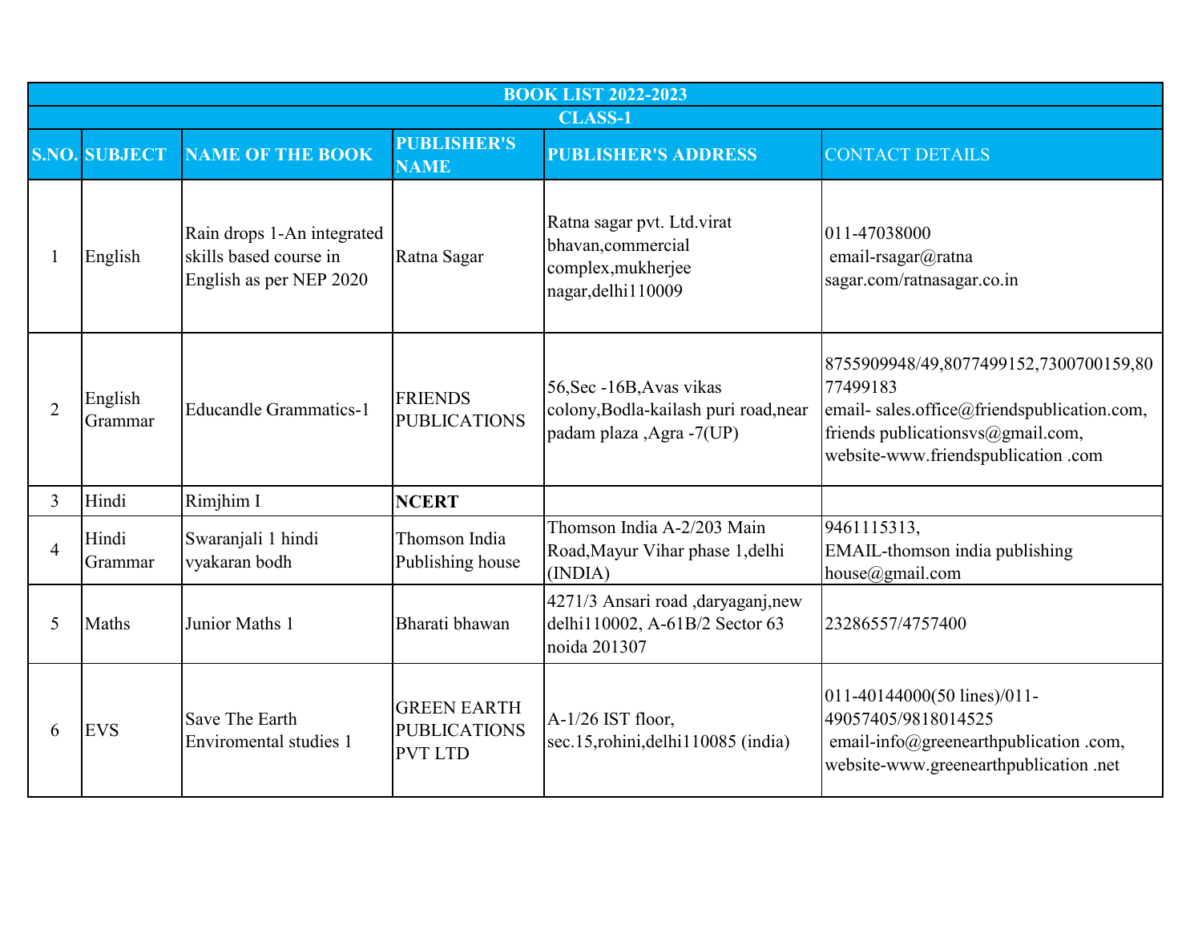| BOOK LIST 2022-2023 | | | | | |
|---|---|---|---|---|---|
| CLASS-1 | | | | | |
| S.NO. | SUBJECT | NAME OF THE BOOK | PUBLISHER'S NAME | PUBLISHER'S ADDRESS | CONTACT DETAILS |
| 1 | English | Rain drops 1-An integrated skills based course in English as per NEP 2020 | Ratna Sagar | Ratna sagar pvt. Ltd.virat bhavan,commercial complex,mukherjee nagar,delhi110009 | 011-47038000 email-rsagar@ratna sagar.com/ratnasagar.co.in |
| 2 | English Grammar | Educandle Grammatics-1 | FRIENDS PUBLICATIONS | 56,Sec -16B,Avas vikas colony,Bodla-kailash puri road,near padam plaza ,Agra -7(UP) | 8755909948/49,8077499152,7300700159,8077499183 email- sales.office@friendspublication.com, friends publicationsvs@gmail.com, website-www.friendspublication .com |
| 3 | Hindi | Rimjhim I | **NCERT** | | |
| 4 | Hindi Grammar | Swaranjali 1 hindi vyakaran bodh | Thomson India Publishing house | Thomson India A-2/203 Main Road,Mayur Vihar phase 1,delhi (INDIA) | 9461115313, EMAIL-thomson india publishing house@gmail.com |
| 5 | Maths | Junior Maths 1 | Bharati bhawan | 4271/3 Ansari road ,daryaganj,new delhi110002, A-61B/2 Sector 63 noida 201307 | 23286557/4757400 |
| 6 | EVS | Save The Earth Enviromental studies 1 | GREEN EARTH PUBLICATIONS PVT LTD | A-1/26 IST floor, sec.15,rohini,delhi110085 (india) | 011-40144000(50 lines)/011-49057405/9818014525 email-info@greenearthpublication .com, website-www.greenearthpublication .net |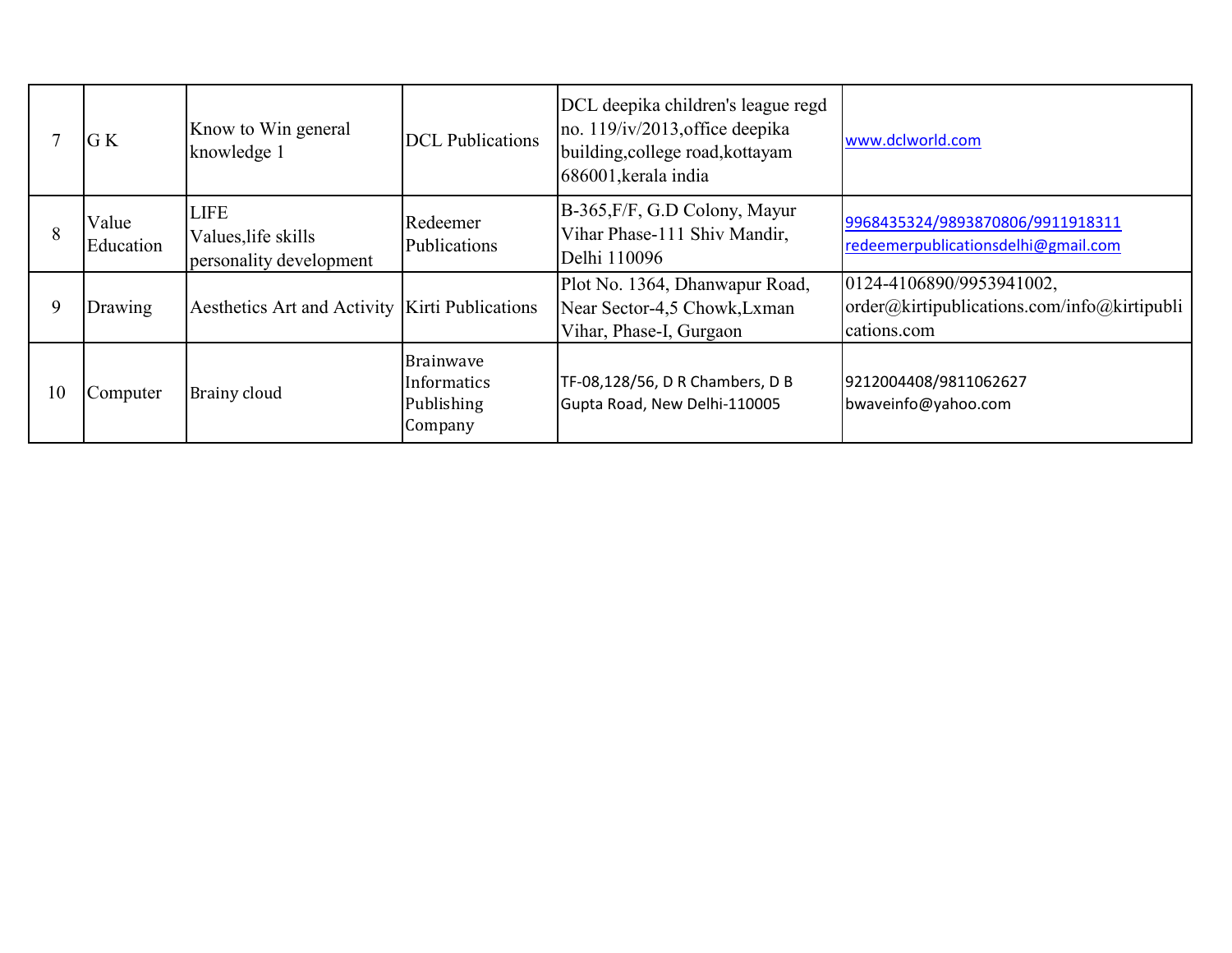| 7 | G K | Know to Win general knowledge 1 | DCL Publications | DCL deepika children's league regd no. 119/iv/2013,office deepika building,college road,kottayam 686001,kerala india | www.dclworld.com |
|---|---|---|---|---|---|
| 8 | Value Education | LIFE<br>Values,life skills personality development | Redeemer Publications | B-365,F/F, G.D Colony, Mayur Vihar Phase-111 Shiv Mandir, Delhi 110096 | 9968435324/9893870806/9911918311<br>redeemerpublicationsdelhi@gmail.com |
| 9 | Drawing | Aesthetics Art and Activity | Kirti Publications | Plot No. 1364, Dhanwapur Road, Near Sector-4,5 Chowk,Lxman Vihar, Phase-I, Gurgaon | 0124-4106890/9953941002, order@kirtipublications.com/info@kirtipublications.com |
| 10 | Computer | Brainy cloud | Brainwave Informatics Publishing Company | TF-08,128/56, D R Chambers, D B Gupta Road, New Delhi-110005 | 9212004408/9811062627<br>bwaveinfo@yahoo.com |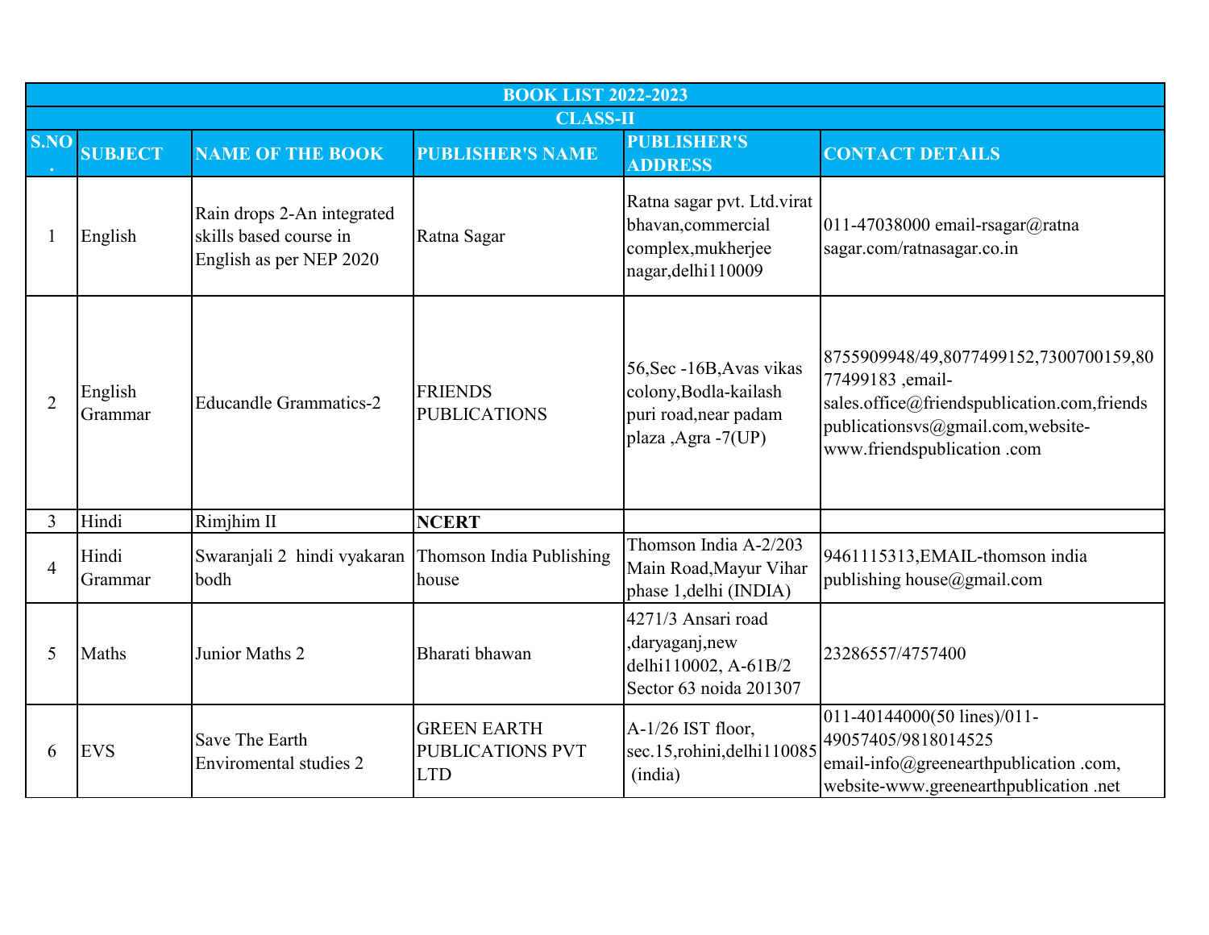| BOOK LIST 2022-2023 | | | | | |
|---|---|---|---|---|---|
| CLASS-II | | | | | |
| S.NO. | SUBJECT | NAME OF THE BOOK | PUBLISHER'S NAME | PUBLISHER'S ADDRESS | CONTACT DETAILS |
| 1 | English | Rain drops 2-An integrated skills based course in English as per NEP 2020 | Ratna Sagar | Ratna sagar pvt. Ltd.virat bhavan,commercial complex,mukherjee nagar,delhi110009 | 011-47038000 email-rsagar@ratna sagar.com/ratnasagar.co.in |
| 2 | English Grammar | Educandle Grammatics-2 | FRIENDS PUBLICATIONS | 56,Sec -16B,Avas vikas colony,Bodla-kailash puri road,near padam plaza ,Agra -7(UP) | 8755909948/49,8077499152,7300700159,8077499183 ,email-sales.office@friendspublication.com,friends publicationsvs@gmail.com,website-www.friendspublication .com |
| 3 | Hindi | Rimjhim II | **NCERT** | | |
| 4 | Hindi Grammar | Swaranjali 2 hindi vyakaran bodh | Thomson India Publishing house | Thomson India A-2/203 Main Road,Mayur Vihar phase 1,delhi (INDIA) | 9461115313,EMAIL-thomson india publishing house@gmail.com |
| 5 | Maths | Junior Maths 2 | Bharati bhawan | 4271/3 Ansari road ,daryaganj,new delhi110002, A-61B/2 Sector 63 noida 201307 | 23286557/4757400 |
| 6 | EVS | Save The Earth Enviromental studies 2 | GREEN EARTH PUBLICATIONS PVT LTD | A-1/26 IST floor, sec.15,rohini,delhi110085 (india) | 011-40144000(50 lines)/011-49057405/9818014525 email-info@greenearthpublication .com, website-www.greenearthpublication .net |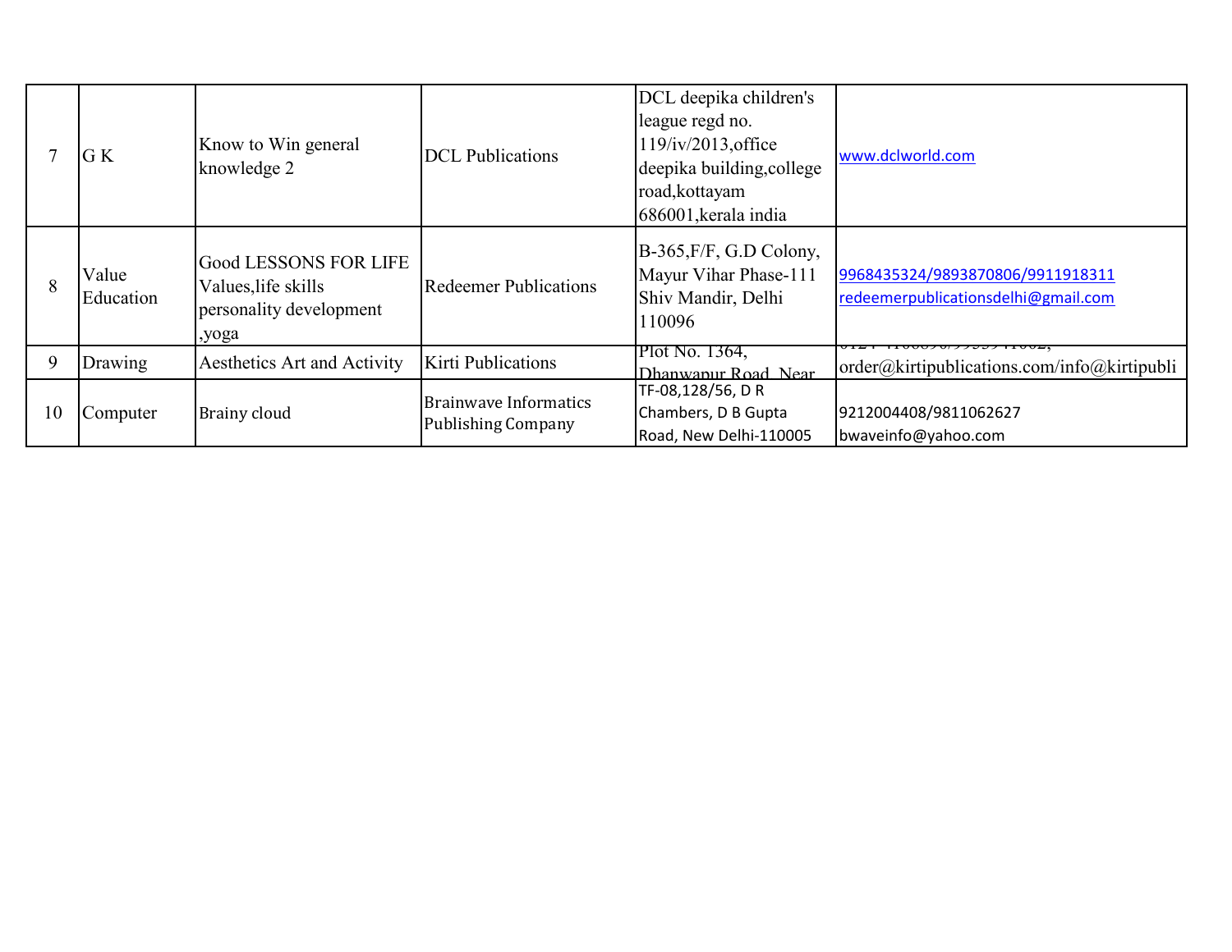| 7 | G K | Know to Win general knowledge 2 | DCL Publications | DCL deepika children's league regd no. 119/iv/2013,office deepika building,college road,kottayam 686001,kerala india | www.dclworld.com |
|---|---|---|---|---|---|
| 8 | Value Education | Good LESSONS FOR LIFE Values,life skills personality development ,yoga | Redeemer Publications | B-365,F/F, G.D Colony, Mayur Vihar Phase-111 Shiv Mandir, Delhi 110096 | 9968435324/9893870806/9911918311 redeemerpublicationsdelhi@gmail.com |
| 9 | Drawing | Aesthetics Art and Activity | Kirti Publications | Plot No. 1364, Dhanwapur Road, Near | order@kirtipublications.com/info@kirtipubli |
| 10 | Computer | Brainy cloud | Brainwave Informatics Publishing Company | TF-08,128/56, D R Chambers, D B Gupta Road, New Delhi-110005 | 9212004408/9811062627 bwaveinfo@yahoo.com |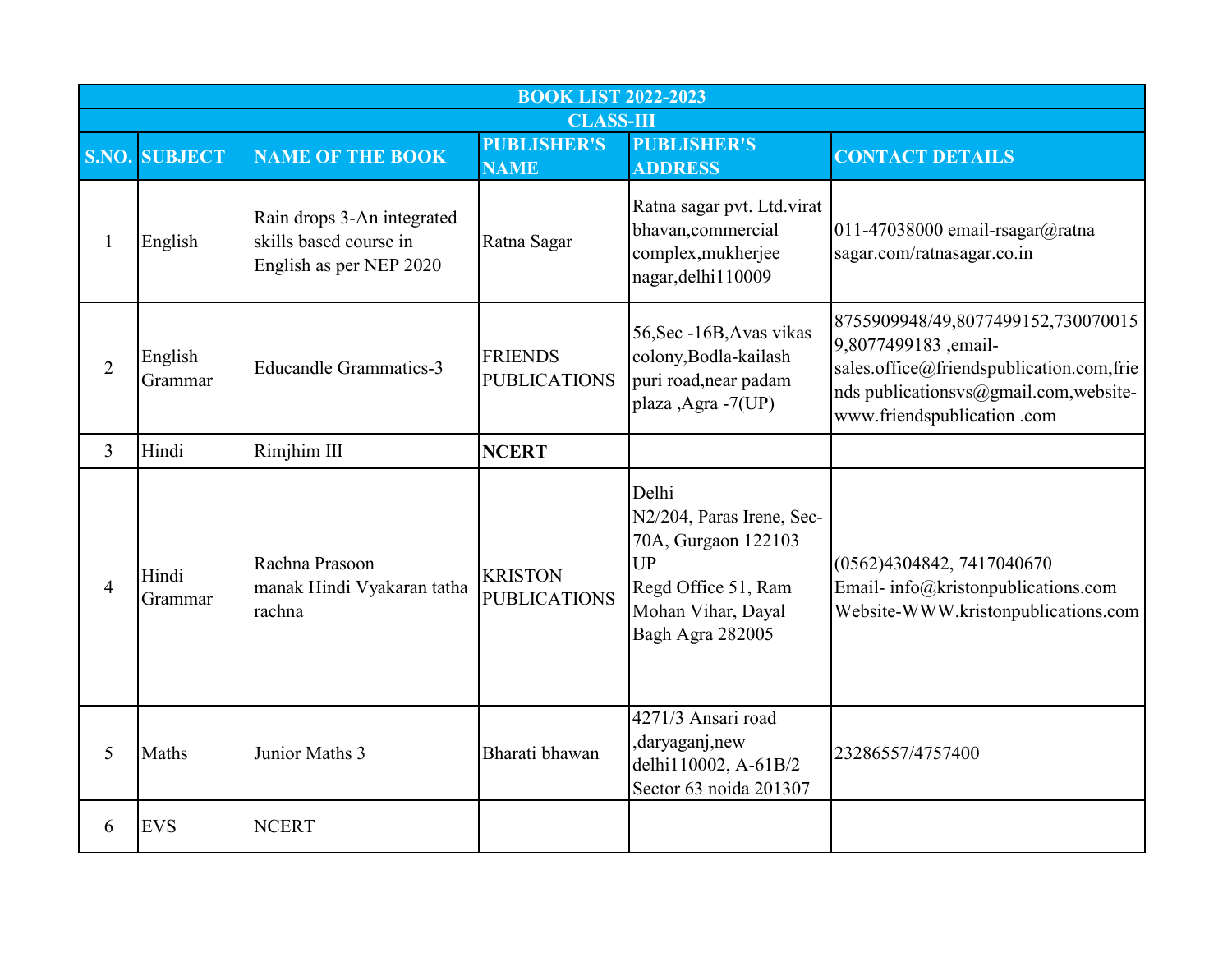| BOOK LIST 2022-2023 | | | | | |
|---|---|---|---|---|---|
| CLASS-III | | | | | |
| S.NO. | SUBJECT | NAME OF THE BOOK | PUBLISHER'S NAME | PUBLISHER'S ADDRESS | CONTACT DETAILS |
| 1 | English | Rain drops 3-An integrated skills based course in English as per NEP 2020 | Ratna Sagar | Ratna sagar pvt. Ltd.virat bhavan,commercial complex,mukherjee nagar,delhi110009 | 011-47038000 email-rsagar@ratna sagar.com/ratnasagar.co.in |
| 2 | English Grammar | Educandle Grammatics-3 | FRIENDS PUBLICATIONS | 56,Sec -16B,Avas vikas colony,Bodla-kailash puri road,near padam plaza ,Agra -7(UP) | 8755909948/49,8077499152,7300700159,8077499183 ,email-sales.office@friendspublication.com,friends publicationsvs@gmail.com,website-www.friendspublication .com |
| 3 | Hindi | Rimjhim III | **NCERT** | | |
| 4 | Hindi Grammar | Rachna Prasoon manak Hindi Vyakaran tatha rachna | KRISTON PUBLICATIONS | Delhi N2/204, Paras Irene, Sec-70A, Gurgaon 122103 UP Regd Office 51, Ram Mohan Vihar, Dayal Bagh Agra 282005 | (0562)4304842, 7417040670 Email- info@kristonpublications.com Website-WWW.kristonpublications.com |
| 5 | Maths | Junior Maths 3 | Bharati bhawan | 4271/3 Ansari road ,daryaganj,new delhi110002, A-61B/2 Sector 63 noida 201307 | 23286557/4757400 |
| 6 | EVS | NCERT | | | |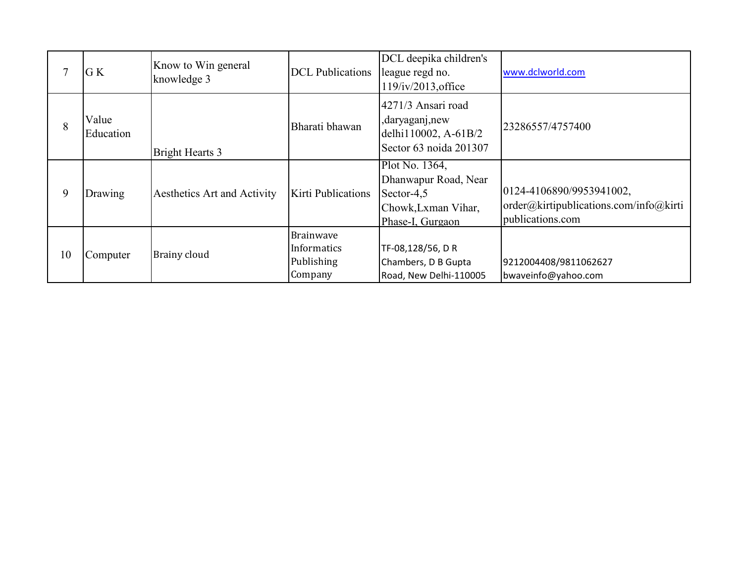| 7 | G K | Know to Win general knowledge 3 | DCL Publications | DCL deepika children's league regd no. 119/iv/2013,office | www.dclworld.com |
|---|---|---|---|---|---|
| 8 | Value Education | Bright Hearts 3 | Bharati bhawan | 4271/3 Ansari road ,daryaganj,new delhi110002, A-61B/2 Sector 63 noida 201307 | 23286557/4757400 |
| 9 | Drawing | Aesthetics Art and Activity | Kirti Publications | Plot No. 1364, Dhanwapur Road, Near Sector-4,5 Chowk,Lxman Vihar, Phase-I, Gurgaon | 0124-4106890/9953941002, order@kirtipublications.com/info@kirtipublications.com |
| 10 | Computer | Brainy cloud | Brainwave Informatics Publishing Company | TF-08,128/56, D R Chambers, D B Gupta Road, New Delhi-110005 | 9212004408/9811062627 bwaveinfo@yahoo.com |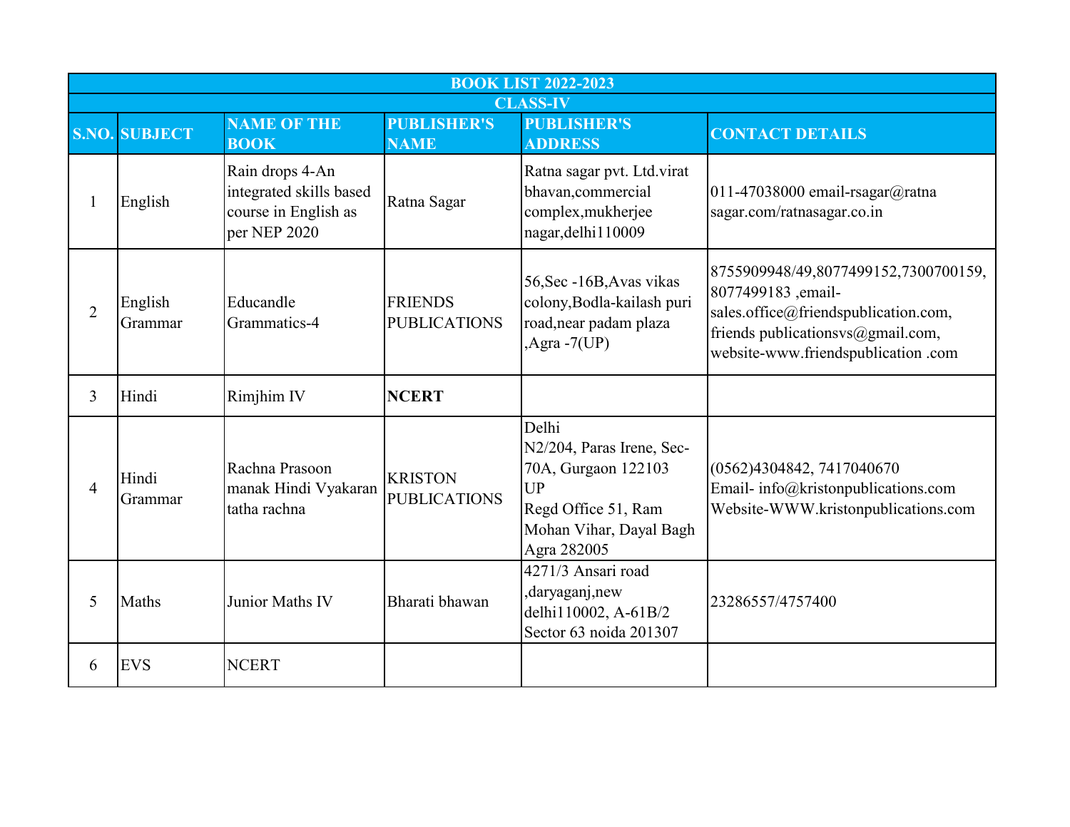| BOOK LIST 2022-2023 | | | | | |
|---|---|---|---|---|---|
| **CLASS-IV** | | | | | |
| **S.NO.** | **SUBJECT** | **NAME OF THE BOOK** | **PUBLISHER'S NAME** | **PUBLISHER'S ADDRESS** | **CONTACT DETAILS** |
| 1 | English | Rain drops 4-An integrated skills based course in English as per NEP 2020 | Ratna Sagar | Ratna sagar pvt. Ltd.virat bhavan,commercial complex,mukherjee nagar,delhi110009 | 011-47038000 email-rsagar@ratna sagar.com/ratnasagar.co.in |
| 2 | English Grammar | Educandle Grammatics-4 | FRIENDS PUBLICATIONS | 56,Sec -16B,Avas vikas colony,Bodla-kailash puri road,near padam plaza ,Agra -7(UP) | 8755909948/49,8077499152,7300700159, 8077499183 ,email-sales.office@friendspublication.com, friends publicationsvs@gmail.com, website-www.friendspublication .com |
| 3 | Hindi | Rimjhim IV | **NCERT** | | |
| 4 | Hindi Grammar | Rachna Prasoon manak Hindi Vyakaran tatha rachna | KRISTON PUBLICATIONS | Delhi N2/204, Paras Irene, Sec-70A, Gurgaon 122103 UP Regd Office 51, Ram Mohan Vihar, Dayal Bagh Agra 282005 | (0562)4304842, 7417040670 Email- info@kristonpublications.com Website-WWW.kristonpublications.com |
| 5 | Maths | Junior Maths IV | Bharati bhawan | 4271/3 Ansari road ,daryaganj,new delhi110002, A-61B/2 Sector 63 noida 201307 | 23286557/4757400 |
| 6 | EVS | NCERT | | | |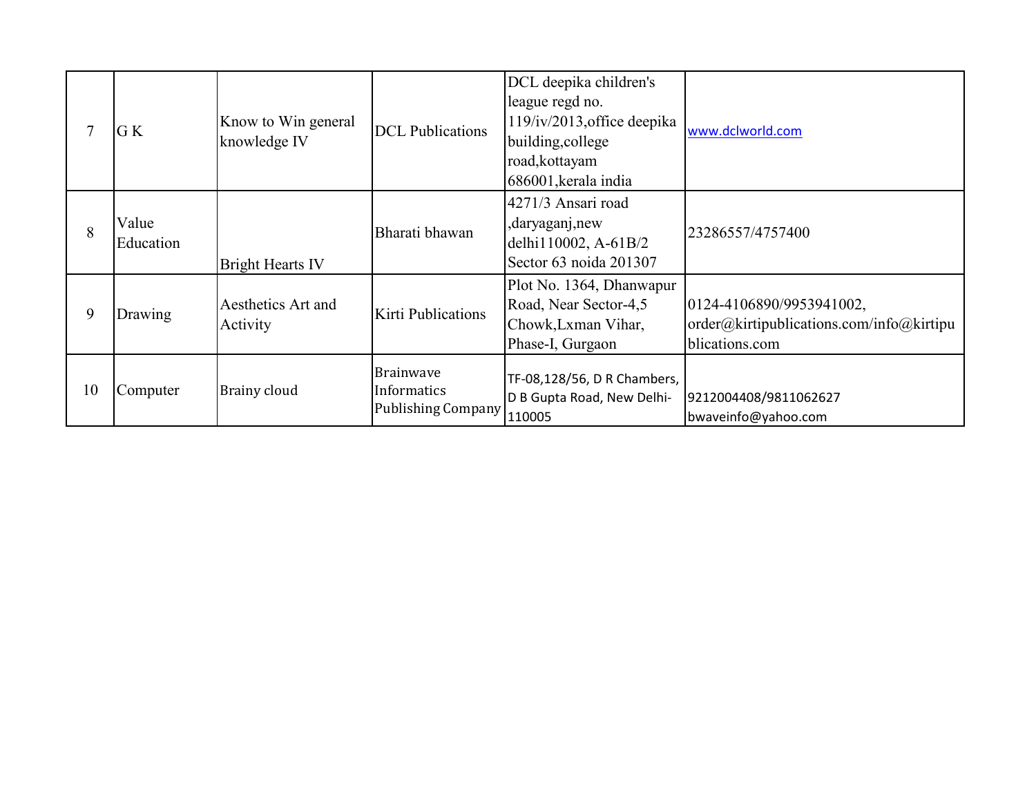| 7 | G K | Know to Win general knowledge IV | DCL Publications | DCL deepika children's league regd no. 119/iv/2013,office deepika building,college road,kottayam 686001,kerala india | www.dclworld.com |
|---|---|---|---|---|---|
| 8 | Value Education | Bright Hearts IV | Bharati bhawan | 4271/3 Ansari road ,daryaganj,new delhi110002, A-61B/2 Sector 63 noida 201307 | 23286557/4757400 |
| 9 | Drawing | Aesthetics Art and Activity | Kirti Publications | Plot No. 1364, Dhanwapur Road, Near Sector-4,5 Chowk,Lxman Vihar, Phase-I, Gurgaon | 0124-4106890/9953941002, order@kirtipublications.com/info@kirtipublications.com |
| 10 | Computer | Brainy cloud | Brainwave Informatics Publishing Company | TF-08,128/56, D R Chambers, D B Gupta Road, New Delhi-110005 | 9212004408/9811062627 bwaveinfo@yahoo.com |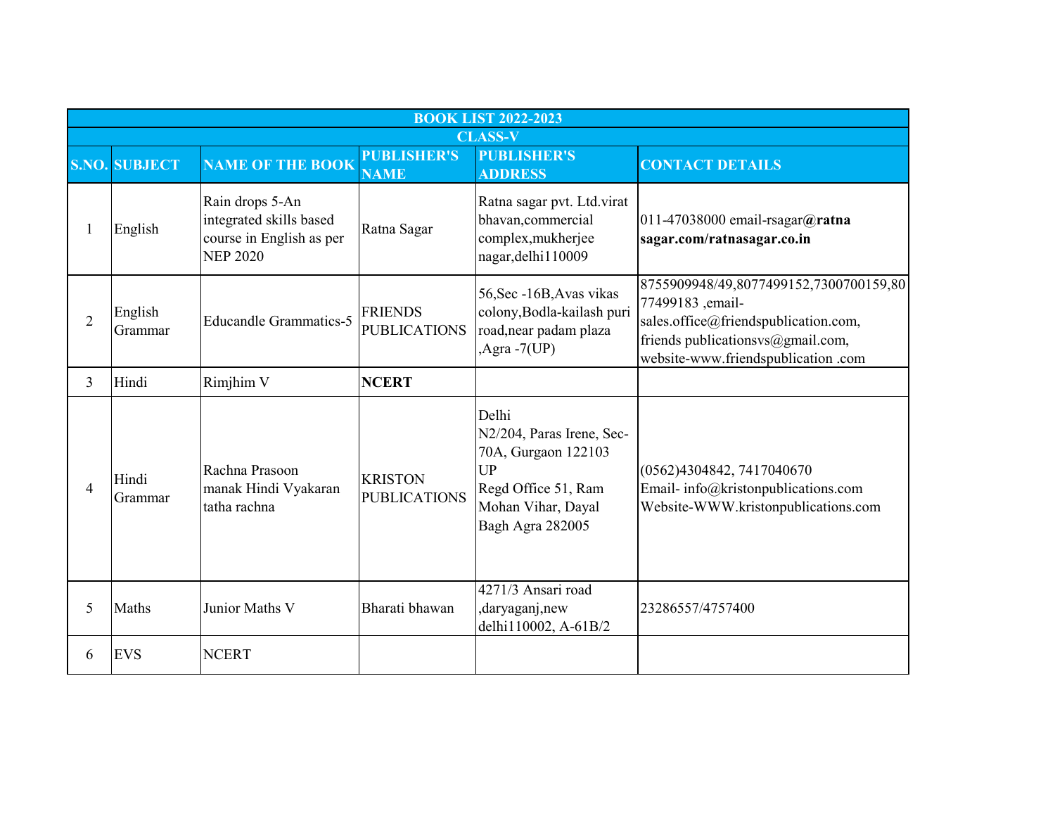| BOOK LIST 2022-2023 | | | | | |
|---|---|---|---|---|---|
| CLASS-V | | | | | |
| S.NO. | SUBJECT | NAME OF THE BOOK | PUBLISHER'S NAME | PUBLISHER'S ADDRESS | CONTACT DETAILS |
| 1 | English | Rain drops 5-An integrated skills based course in English as per NEP 2020 | Ratna Sagar | Ratna sagar pvt. Ltd.virat bhavan,commercial complex,mukherjee nagar,delhi110009 | 011-47038000 email-rsagar**@ratna sagar.com/ratnasagar.co.in** |
| 2 | English Grammar | Educandle Grammatics-5 | FRIENDS PUBLICATIONS | 56,Sec -16B,Avas vikas colony,Bodla-kailash puri road,near padam plaza ,Agra -7(UP) | 8755909948/49,8077499152,7300700159,8077499183 ,email-sales.office@friendspublication.com, friends publicationsvs@gmail.com, website-www.friendspublication .com |
| 3 | Hindi | Rimjhim V | **NCERT** | | |
| 4 | Hindi Grammar | Rachna Prasoon manak Hindi Vyakaran tatha rachna | KRISTON PUBLICATIONS | Delhi N2/204, Paras Irene, Sec-70A, Gurgaon 122103 UP Regd Office 51, Ram Mohan Vihar, Dayal Bagh Agra 282005 | (0562)4304842, 7417040670 Email- info@kristonpublications.com Website-WWW.kristonpublications.com |
| 5 | Maths | Junior Maths V | Bharati bhawan | 4271/3 Ansari road ,daryaganj,new delhi110002, A-61B/2 | 23286557/4757400 |
| 6 | EVS | NCERT | | | |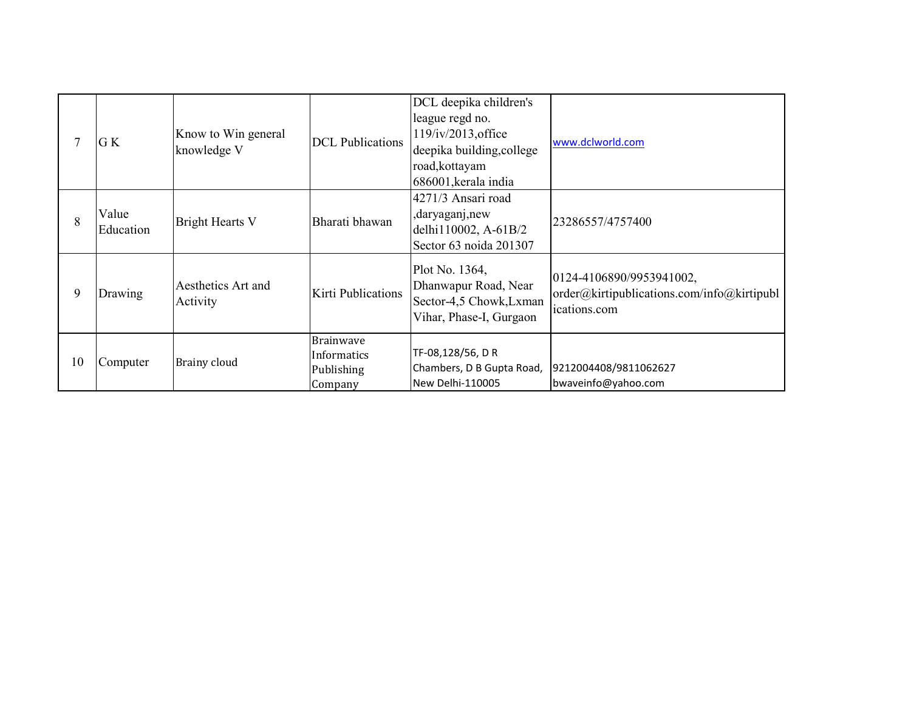| | | | | | |
|---|---|---|---|---|---|
| 7 | G K | Know to Win general knowledge V | DCL Publications | DCL deepika children's league regd no. 119/iv/2013,office deepika building,college road,kottayam 686001,kerala india | www.dclworld.com |
| 8 | Value Education | Bright Hearts V | Bharati bhawan | 4271/3 Ansari road ,daryaganj,new delhi110002, A-61B/2 Sector 63 noida 201307 | 23286557/4757400 |
| 9 | Drawing | Aesthetics Art and Activity | Kirti Publications | Plot No. 1364, Dhanwapur Road, Near Sector-4,5 Chowk,Lxman Vihar, Phase-I, Gurgaon | 0124-4106890/9953941002, order@kirtipublications.com/info@kirtipublications.com |
| 10 | Computer | Brainy cloud | Brainwave Informatics Publishing Company | TF-08,128/56, D R Chambers, D B Gupta Road, New Delhi-110005 | 9212004408/9811062627 bwaveinfo@yahoo.com |